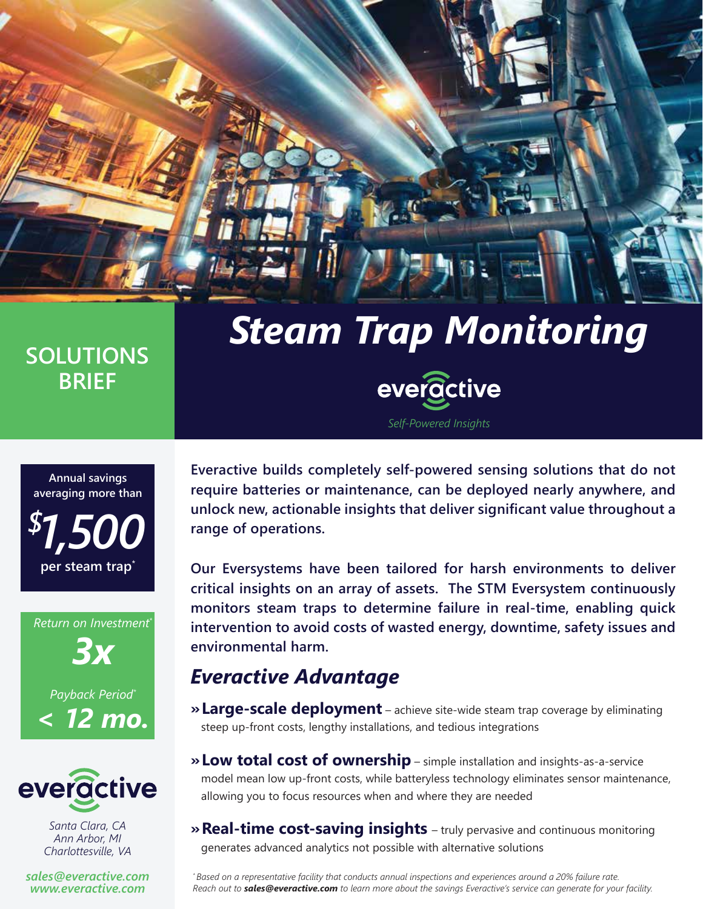# Steam Trap Monitoring

**SOLUTIONS BRIEF**

everactive

*Self-Powered Insights*

Annual savings averaging more than

**$1,500**

per steam trap*

*Return on Investment**

**3x**

*Payback Period**

**< 12 mo.**

everactive

*Santa Clara, CA*
*Ann Arbor, MI*
*Charlottesville, VA*

***sales@everactive.com***
***www.everactive.com***

**Everactive builds completely self-powered sensing solutions that do not require batteries or maintenance, can be deployed nearly anywhere, and unlock new, actionable insights that deliver significant value throughout a range of operations.**

**Our Eversystems have been tailored for harsh environments to deliver critical insights on an array of assets. The STM Eversystem continuously monitors steam traps to determine failure in real-time, enabling quick intervention to avoid costs of wasted energy, downtime, safety issues and environmental harm.**

## *Everactive Advantage*

- **Large-scale deployment** – achieve site-wide steam trap coverage by eliminating steep up-front costs, lengthy installations, and tedious integrations
- **Low total cost of ownership** – simple installation and insights-as-a-service model mean low up-front costs, while batteryless technology eliminates sensor maintenance, allowing you to focus resources when and where they are needed
- **Real-time cost-saving insights** – truly pervasive and continuous monitoring generates advanced analytics not possible with alternative solutions

*\* Based on a representative facility that conducts annual inspections and experiences around a 20% failure rate. Reach out to **sales@everactive.com** to learn more about the savings Everactive's service can generate for your facility.*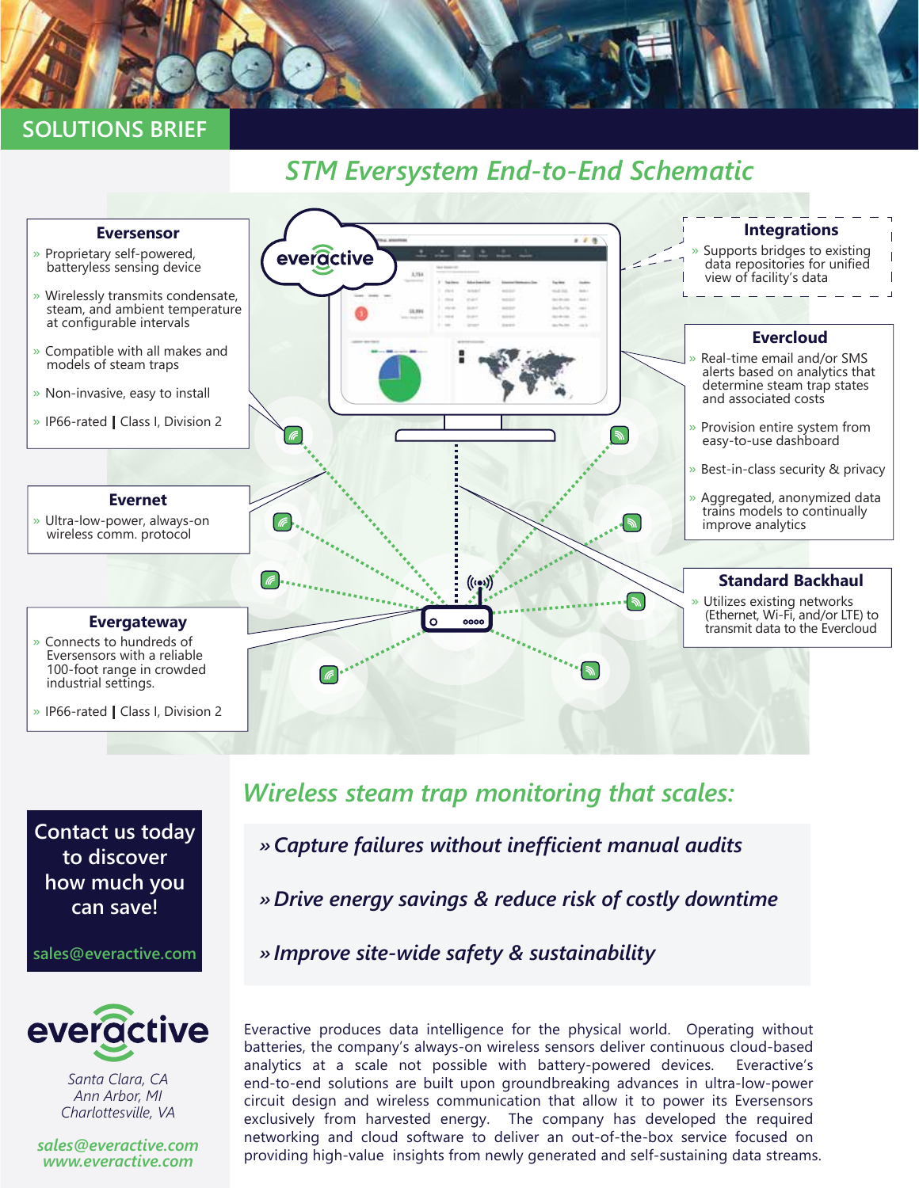SOLUTIONS BRIEF

## STM Eversystem End-to-End Schematic

### Eversensor

- Proprietary self-powered, batteryless sensing device
- Wirelessly transmits condensate, steam, and ambient temperature at configurable intervals
- Compatible with all makes and models of steam traps
- Non-invasive, easy to install
- IP66-rated | Class I, Division 2

### Evernet

- Ultra-low-power, always-on wireless comm. protocol

### Evergateway

- Connects to hundreds of Eversensors with a reliable 100-foot range in crowded industrial settings.
- IP66-rated | Class I, Division 2

### Integrations

- Supports bridges to existing data repositories for unified view of facility's data

### Evercloud

- Real-time email and/or SMS alerts based on analytics that determine steam trap states and associated costs
- Provision entire system from easy-to-use dashboard
- Best-in-class security & privacy
- Aggregated, anonymized data trains models to continually improve analytics

### Standard Backhaul

- Utilizes existing networks (Ethernet, Wi-Fi, and/or LTE) to transmit data to the Evercloud

## *Wireless steam trap monitoring that scales:*

- *Capture failures without inefficient manual audits*
- *Drive energy savings & reduce risk of costly downtime*
- *Improve site-wide safety & sustainability*

**Contact us today to discover how much you can save!**

sales@everactive.com

everactive

*Santa Clara, CA*
*Ann Arbor, MI*
*Charlottesville, VA*

*sales@everactive.com*
*www.everactive.com*

Everactive produces data intelligence for the physical world. Operating without batteries, the company's always-on wireless sensors deliver continuous cloud-based analytics at a scale not possible with battery-powered devices. Everactive's end-to-end solutions are built upon groundbreaking advances in ultra-low-power circuit design and wireless communication that allow it to power its Eversensors exclusively from harvested energy. The company has developed the required networking and cloud software to deliver an out-of-the-box service focused on providing high-value insights from newly generated and self-sustaining data streams.